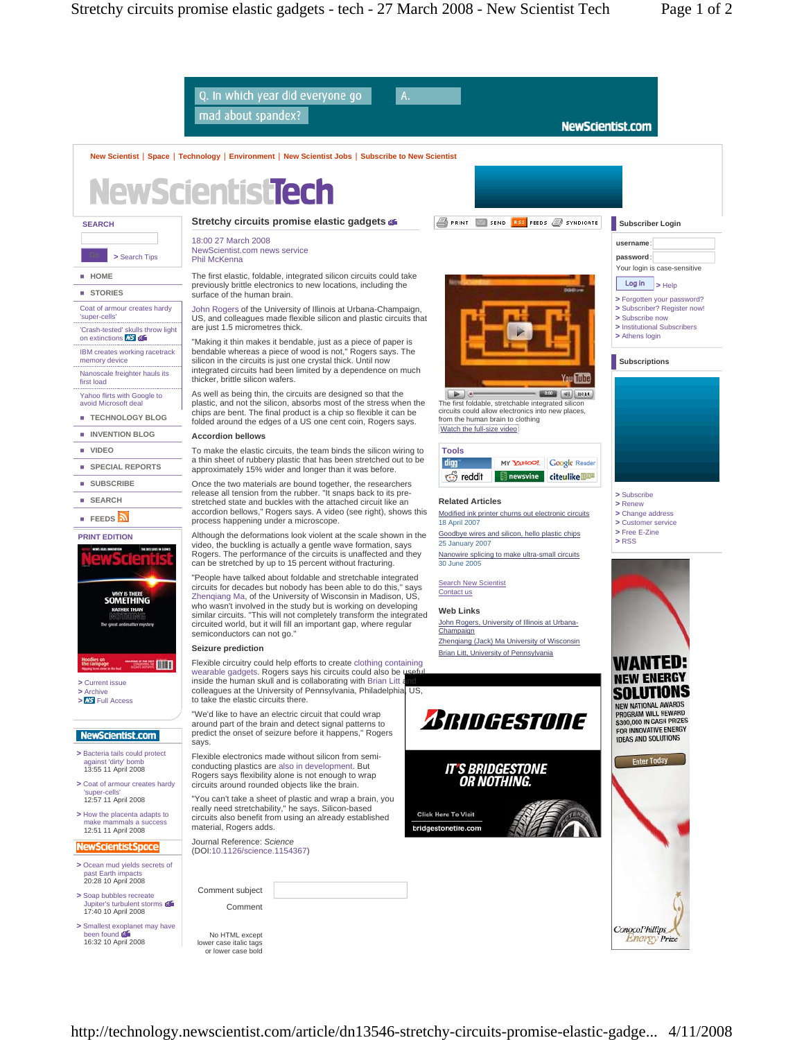# Stretchy circuits promise elastic gadgets

18:00 27 March 2008
NewScientist.com news service
Phil McKenna

The first elastic, foldable, integrated silicon circuits could take previously brittle electronics to new locations, including the surface of the human brain.

John Rogers of the University of Illinois at Urbana-Champaign, US, and colleagues made flexible silicon and plastic circuits that are just 1.5 micrometres thick.

"Making it thin makes it bendable, just as a piece of paper is bendable whereas a piece of wood is not," Rogers says. The silicon in the circuits is just one crystal thick. Until now integrated circuits had been limited by a dependence on much thicker, brittle silicon wafers.

As well as being thin, the circuits are designed so that the plastic, and not the silicon, absorbs most of the stress when the chips are bent. The final product is a chip so flexible it can be folded around the edges of a US one cent coin, Rogers says.

The first foldable, stretchable integrated silicon circuits could allow electronics into new places, from the human brain to clothing
Watch the full-size video

### Accordion bellows

To make the elastic circuits, the team binds the silicon wiring to a thin sheet of rubbery plastic that has been stretched out to be approximately 15% wider and longer than it was before.

Once the two materials are bound together, the researchers release all tension from the rubber. "It snaps back to its pre-stretched state and buckles with the attached circuit like an accordion bellows," Rogers says. A video (see right), shows this process happening under a microscope.

Although the deformations look violent at the scale shown in the video, the buckling is actually a gentle wave formation, says Rogers. The performance of the circuits is unaffected and they can be stretched by up to 15 percent without fracturing.

"People have talked about foldable and stretchable integrated circuits for decades but nobody has been able to do this," says Zhenqiang Ma, of the University of Wisconsin in Madison, US, who wasn't involved in the study but is working on developing similar circuits. "This will not completely transform the integrated circuit world, but it will fill an important gap, where regular semiconductors can not go."

### Seizure prediction

Flexible circuitry could help efforts to create clothing containing wearable gadgets. Rogers says his circuits could also be useful inside the human skull and is collaborating with Brian Litt and colleagues at the University of Pennsylvania, Philadelphia, US, to take the elastic circuits there.

"We'd like to have an electric circuit that could wrap around part of the brain and detect signal patterns to predict the onset of seizure before it happens," Rogers says.

Flexible electronics made without silicon from semi-conducting plastics are also in development. But Rogers says flexibility alone is not enough to wrap circuits around rounded objects like the brain.

"You can't take a sheet of plastic and wrap a brain, you really need stretchability," he says. Silicon-based circuits also benefit from using an already established material, Rogers adds.

Journal Reference: *Science* (DOI:10.1126/science.1154367)

### Related Articles

- Modified ink printer churns out electronic circuits — 18 April 2007
- Goodbye wires and silicon, hello plastic chips — 25 January 2007
- Nanowire splicing to make ultra-small circuits — 30 June 2005

### Web Links

- John Rogers, University of Illinois at Urbana-Champaign
- Zhengqiang (Jack) Ma University of Wisconsin
- Brian Litt, University of Pennsylvania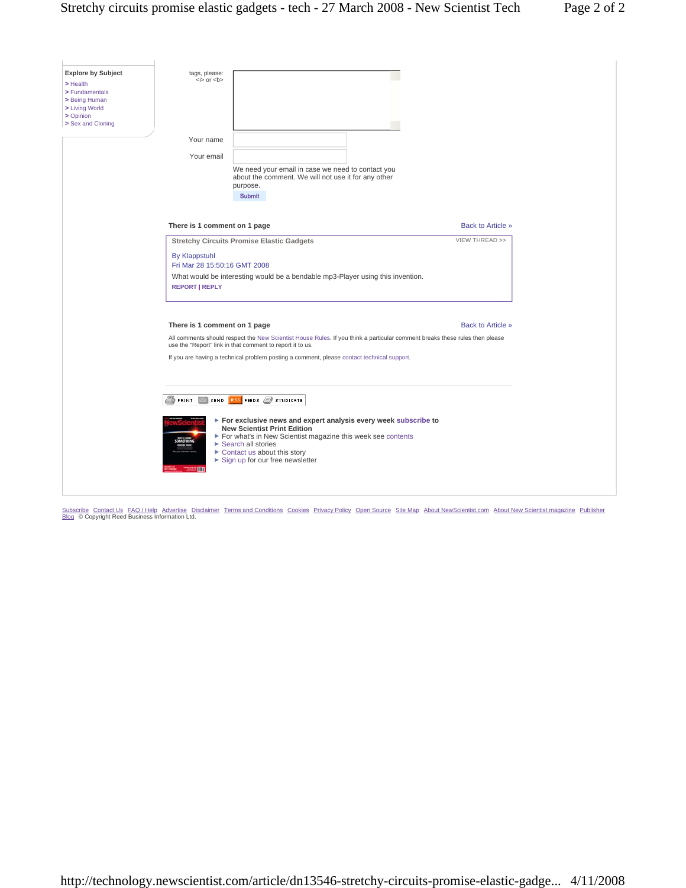**Explore by Subject**

- > Health
- > Fundamentals
- > Being Human
- > Living World
- > Opinion
- > Sex and Cloning

tags, please: <i> or <b>

Your name

Your email

We need your email in case we need to contact you about the comment. We will not use it for any other purpose.

Submit

**There is 1 comment on 1 page** Back to Article »

**Stretchy Circuits Promise Elastic Gadgets** VIEW THREAD >>

By Klappstuhl
Fri Mar 28 15:50:16 GMT 2008

What would be interesting would be a bendable mp3-Player using this invention.

**REPORT | REPLY**

**There is 1 comment on 1 page** Back to Article »

All comments should respect the New Scientist House Rules. If you think a particular comment breaks these rules then please use the "Report" link in that comment to report it to us.

If you are having a technical problem posting a comment, please contact technical support.

PRINT SEND RSS FEEDS SYNDICATE

- **For exclusive news and expert analysis every week subscribe to New Scientist Print Edition**
- For what's in New Scientist magazine this week see contents
- Search all stories
- Contact us about this story
- Sign up for our free newsletter

Subscribe Contact Us FAQ / Help Advertise Disclaimer Terms and Conditions Cookies Privacy Policy Open Source Site Map About NewScientist.com About New Scientist magazine Publisher Blog © Copyright Reed Business Information Ltd.